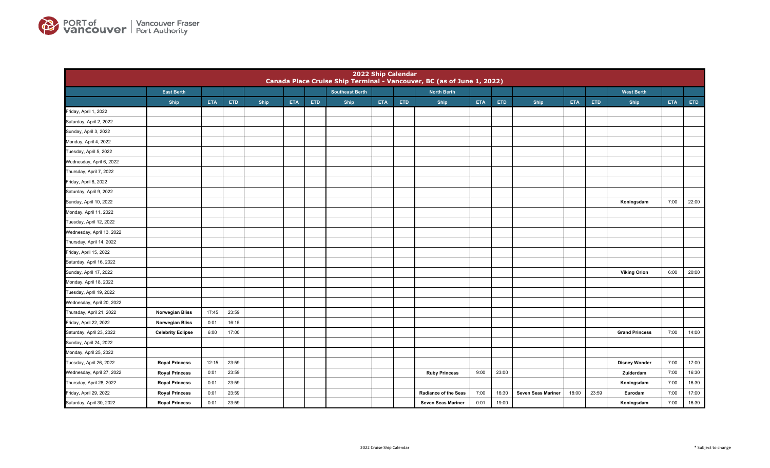## 2022 Ship Calendar
## Canada Place Cruise Ship Terminal - Vancouver, BC (as of June 1, 2022)

| | East Berth | | | | | | Southeast Berth | | | North Berth | | | | | | West Berth | | |
|---|---|---|---|---|---|---|---|---|---|---|---|---|---|---|---|---|---|---|
| | Ship | ETA | ETD | Ship | ETA | ETD | Ship | ETA | ETD | Ship | ETA | ETD | Ship | ETA | ETD | Ship | ETA | ETD |
| Friday, April 1, 2022 | | | | | | | | | | | | | | | | | | |
| Saturday, April 2, 2022 | | | | | | | | | | | | | | | | | | |
| Sunday, April 3, 2022 | | | | | | | | | | | | | | | | | | |
| Monday, April 4, 2022 | | | | | | | | | | | | | | | | | | |
| Tuesday, April 5, 2022 | | | | | | | | | | | | | | | | | | |
| Wednesday, April 6, 2022 | | | | | | | | | | | | | | | | | | |
| Thursday, April 7, 2022 | | | | | | | | | | | | | | | | | | |
| Friday, April 8, 2022 | | | | | | | | | | | | | | | | | | |
| Saturday, April 9, 2022 | | | | | | | | | | | | | | | | | | |
| Sunday, April 10, 2022 | | | | | | | | | | | | | | | | Koningsdam | 7:00 | 22:00 |
| Monday, April 11, 2022 | | | | | | | | | | | | | | | | | | |
| Tuesday, April 12, 2022 | | | | | | | | | | | | | | | | | | |
| Wednesday, April 13, 2022 | | | | | | | | | | | | | | | | | | |
| Thursday, April 14, 2022 | | | | | | | | | | | | | | | | | | |
| Friday, April 15, 2022 | | | | | | | | | | | | | | | | | | |
| Saturday, April 16, 2022 | | | | | | | | | | | | | | | | | | |
| Sunday, April 17, 2022 | | | | | | | | | | | | | | | | Viking Orion | 6:00 | 20:00 |
| Monday, April 18, 2022 | | | | | | | | | | | | | | | | | | |
| Tuesday, April 19, 2022 | | | | | | | | | | | | | | | | | | |
| Wednesday, April 20, 2022 | | | | | | | | | | | | | | | | | | |
| Thursday, April 21, 2022 | Norwegian Bliss | 17:45 | 23:59 | | | | | | | | | | | | | | | |
| Friday, April 22, 2022 | Norwegian Bliss | 0:01 | 16:15 | | | | | | | | | | | | | | | |
| Saturday, April 23, 2022 | Celebrity Eclipse | 6:00 | 17:00 | | | | | | | | | | | | | Grand Princess | 7:00 | 14:00 |
| Sunday, April 24, 2022 | | | | | | | | | | | | | | | | | | |
| Monday, April 25, 2022 | | | | | | | | | | | | | | | | | | |
| Tuesday, April 26, 2022 | Royal Princess | 12:15 | 23:59 | | | | | | | | | | | | | Disney Wonder | 7:00 | 17:00 |
| Wednesday, April 27, 2022 | Royal Princess | 0:01 | 23:59 | | | | | | | Ruby Princess | 9:00 | 23:00 | | | | Zuiderdam | 7:00 | 16:30 |
| Thursday, April 28, 2022 | Royal Princess | 0:01 | 23:59 | | | | | | | | | | | | | Koningsdam | 7:00 | 16:30 |
| Friday, April 29, 2022 | Royal Princess | 0:01 | 23:59 | | | | | | | Radiance of the Seas | 7:00 | 16:30 | Seven Seas Mariner | 18:00 | 23:59 | Eurodam | 7:00 | 17:00 |
| Saturday, April 30, 2022 | Royal Princess | 0:01 | 23:59 | | | | | | | Seven Seas Mariner | 0:01 | 19:00 | | | | Koningsdam | 7:00 | 16:30 |

\* Subject to change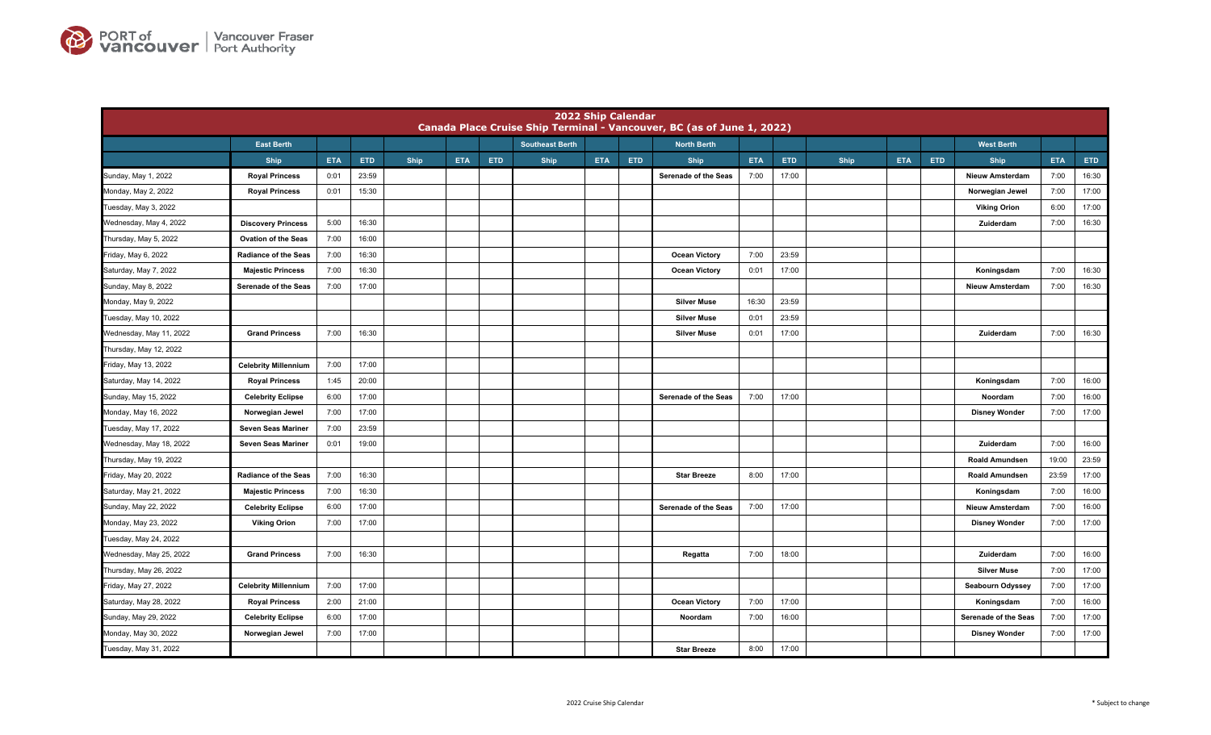# 2022 Ship Calendar

## Canada Place Cruise Ship Terminal - Vancouver, BC (as of June 1, 2022)

| | East Berth | | | | | | Southeast Berth | | | North Berth | | | | | | West Berth | | |
|---|---|---|---|---|---|---|---|---|---|---|---|---|---|---|---|---|---|---|
| | Ship | ETA | ETD | Ship | ETA | ETD | Ship | ETA | ETD | Ship | ETA | ETD | Ship | ETA | ETD | Ship | ETA | ETD |
| Sunday, May 1, 2022 | Royal Princess | 0:01 | 23:59 | | | | | | | Serenade of the Seas | 7:00 | 17:00 | | | | Nieuw Amsterdam | 7:00 | 16:30 |
| Monday, May 2, 2022 | Royal Princess | 0:01 | 15:30 | | | | | | | | | | | | | Norwegian Jewel | 7:00 | 17:00 |
| Tuesday, May 3, 2022 | | | | | | | | | | | | | | | | Viking Orion | 6:00 | 17:00 |
| Wednesday, May 4, 2022 | Discovery Princess | 5:00 | 16:30 | | | | | | | | | | | | | Zuiderdam | 7:00 | 16:30 |
| Thursday, May 5, 2022 | Ovation of the Seas | 7:00 | 16:00 | | | | | | | | | | | | | | | |
| Friday, May 6, 2022 | Radiance of the Seas | 7:00 | 16:30 | | | | | | | Ocean Victory | 7:00 | 23:59 | | | | | | |
| Saturday, May 7, 2022 | Majestic Princess | 7:00 | 16:30 | | | | | | | Ocean Victory | 0:01 | 17:00 | | | | Koningsdam | 7:00 | 16:30 |
| Sunday, May 8, 2022 | Serenade of the Seas | 7:00 | 17:00 | | | | | | | | | | | | | Nieuw Amsterdam | 7:00 | 16:30 |
| Monday, May 9, 2022 | | | | | | | | | | Silver Muse | 16:30 | 23:59 | | | | | | |
| Tuesday, May 10, 2022 | | | | | | | | | | Silver Muse | 0:01 | 23:59 | | | | | | |
| Wednesday, May 11, 2022 | Grand Princess | 7:00 | 16:30 | | | | | | | Silver Muse | 0:01 | 17:00 | | | | Zuiderdam | 7:00 | 16:30 |
| Thursday, May 12, 2022 | | | | | | | | | | | | | | | | | | |
| Friday, May 13, 2022 | Celebrity Millennium | 7:00 | 17:00 | | | | | | | | | | | | | | | |
| Saturday, May 14, 2022 | Royal Princess | 1:45 | 20:00 | | | | | | | | | | | | | Koningsdam | 7:00 | 16:00 |
| Sunday, May 15, 2022 | Celebrity Eclipse | 6:00 | 17:00 | | | | | | | Serenade of the Seas | 7:00 | 17:00 | | | | Noordam | 7:00 | 16:00 |
| Monday, May 16, 2022 | Norwegian Jewel | 7:00 | 17:00 | | | | | | | | | | | | | Disney Wonder | 7:00 | 17:00 |
| Tuesday, May 17, 2022 | Seven Seas Mariner | 7:00 | 23:59 | | | | | | | | | | | | | | | |
| Wednesday, May 18, 2022 | Seven Seas Mariner | 0:01 | 19:00 | | | | | | | | | | | | | Zuiderdam | 7:00 | 16:00 |
| Thursday, May 19, 2022 | | | | | | | | | | | | | | | | Roald Amundsen | 19:00 | 23:59 |
| Friday, May 20, 2022 | Radiance of the Seas | 7:00 | 16:30 | | | | | | | Star Breeze | 8:00 | 17:00 | | | | Roald Amundsen | 23:59 | 17:00 |
| Saturday, May 21, 2022 | Majestic Princess | 7:00 | 16:30 | | | | | | | | | | | | | Koningsdam | 7:00 | 16:00 |
| Sunday, May 22, 2022 | Celebrity Eclipse | 6:00 | 17:00 | | | | | | | Serenade of the Seas | 7:00 | 17:00 | | | | Nieuw Amsterdam | 7:00 | 16:00 |
| Monday, May 23, 2022 | Viking Orion | 7:00 | 17:00 | | | | | | | | | | | | | Disney Wonder | 7:00 | 17:00 |
| Tuesday, May 24, 2022 | | | | | | | | | | | | | | | | | | |
| Wednesday, May 25, 2022 | Grand Princess | 7:00 | 16:30 | | | | | | | Regatta | 7:00 | 18:00 | | | | Zuiderdam | 7:00 | 16:00 |
| Thursday, May 26, 2022 | | | | | | | | | | | | | | | | Silver Muse | 7:00 | 17:00 |
| Friday, May 27, 2022 | Celebrity Millennium | 7:00 | 17:00 | | | | | | | | | | | | | Seabourn Odyssey | 7:00 | 17:00 |
| Saturday, May 28, 2022 | Royal Princess | 2:00 | 21:00 | | | | | | | Ocean Victory | 7:00 | 17:00 | | | | Koningsdam | 7:00 | 16:00 |
| Sunday, May 29, 2022 | Celebrity Eclipse | 6:00 | 17:00 | | | | | | | Noordam | 7:00 | 16:00 | | | | Serenade of the Seas | 7:00 | 17:00 |
| Monday, May 30, 2022 | Norwegian Jewel | 7:00 | 17:00 | | | | | | | | | | | | | Disney Wonder | 7:00 | 17:00 |
| Tuesday, May 31, 2022 | | | | | | | | | | Star Breeze | 8:00 | 17:00 | | | | | | |

\* Subject to change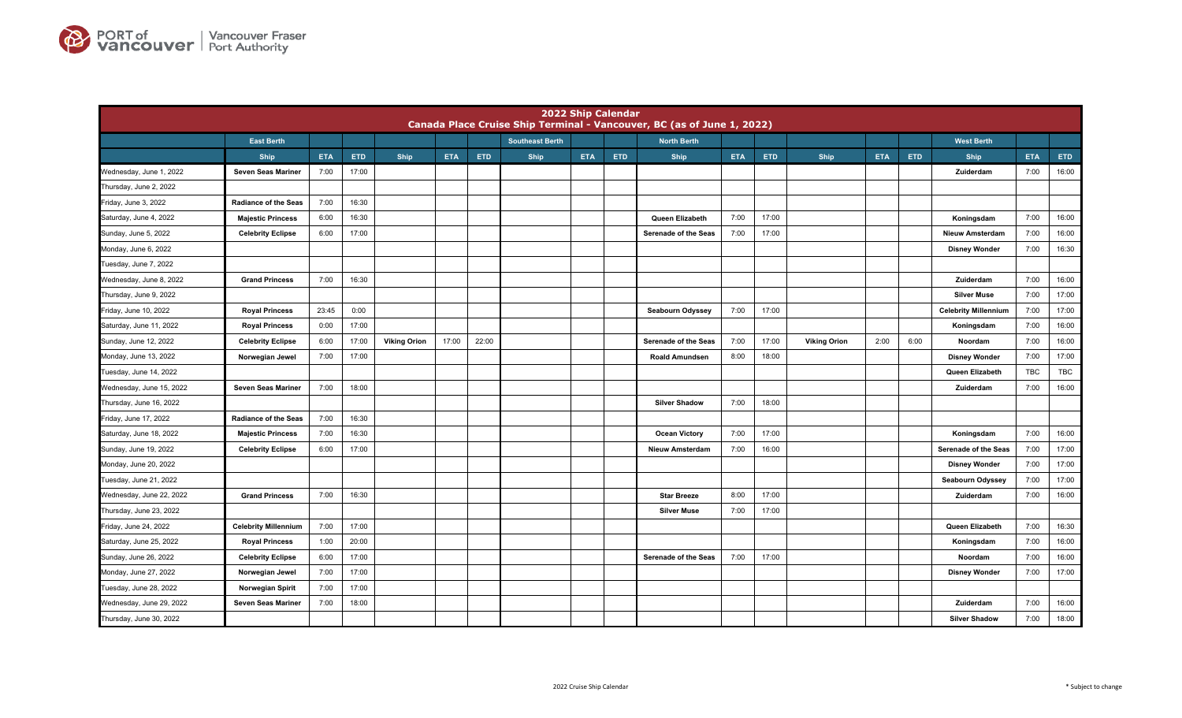| 2022 Ship Calendar<br>Canada Place Cruise Ship Terminal - Vancouver, BC (as of June 1, 2022) | | | | | | | | | | | | | | | | | | | |
|---|---|---|---|---|---|---|---|---|---|---|---|---|---|---|---|---|---|---|---|
| | East Berth | | | | | | Southeast Berth | | | North Berth | | | | | | West Berth | | |
| | Ship | ETA | ETD | Ship | ETA | ETD | Ship | ETA | ETD | Ship | ETA | ETD | Ship | ETA | ETD | Ship | ETA | ETD |
| Wednesday, June 1, 2022 | Seven Seas Mariner | 7:00 | 17:00 | | | | | | | | | | | | | Zuiderdam | 7:00 | 16:00 |
| Thursday, June 2, 2022 | | | | | | | | | | | | | | | | | | |
| Friday, June 3, 2022 | Radiance of the Seas | 7:00 | 16:30 | | | | | | | | | | | | | | | |
| Saturday, June 4, 2022 | Majestic Princess | 6:00 | 16:30 | | | | | | | Queen Elizabeth | 7:00 | 17:00 | | | | Koningsdam | 7:00 | 16:00 |
| Sunday, June 5, 2022 | Celebrity Eclipse | 6:00 | 17:00 | | | | | | | Serenade of the Seas | 7:00 | 17:00 | | | | Nieuw Amsterdam | 7:00 | 16:00 |
| Monday, June 6, 2022 | | | | | | | | | | | | | | | | Disney Wonder | 7:00 | 16:30 |
| Tuesday, June 7, 2022 | | | | | | | | | | | | | | | | | | |
| Wednesday, June 8, 2022 | Grand Princess | 7:00 | 16:30 | | | | | | | | | | | | | Zuiderdam | 7:00 | 16:00 |
| Thursday, June 9, 2022 | | | | | | | | | | | | | | | | Silver Muse | 7:00 | 17:00 |
| Friday, June 10, 2022 | Royal Princess | 23:45 | 0:00 | | | | | | | Seabourn Odyssey | 7:00 | 17:00 | | | | Celebrity Millennium | 7:00 | 17:00 |
| Saturday, June 11, 2022 | Royal Princess | 0:00 | 17:00 | | | | | | | | | | | | | Koningsdam | 7:00 | 16:00 |
| Sunday, June 12, 2022 | Celebrity Eclipse | 6:00 | 17:00 | Viking Orion | 17:00 | 22:00 | | | | Serenade of the Seas | 7:00 | 17:00 | Viking Orion | 2:00 | 6:00 | Noordam | 7:00 | 16:00 |
| Monday, June 13, 2022 | Norwegian Jewel | 7:00 | 17:00 | | | | | | | Roald Amundsen | 8:00 | 18:00 | | | | Disney Wonder | 7:00 | 17:00 |
| Tuesday, June 14, 2022 | | | | | | | | | | | | | | | | Queen Elizabeth | TBC | TBC |
| Wednesday, June 15, 2022 | Seven Seas Mariner | 7:00 | 18:00 | | | | | | | | | | | | | Zuiderdam | 7:00 | 16:00 |
| Thursday, June 16, 2022 | | | | | | | | | | Silver Shadow | 7:00 | 18:00 | | | | | | |
| Friday, June 17, 2022 | Radiance of the Seas | 7:00 | 16:30 | | | | | | | | | | | | | | | |
| Saturday, June 18, 2022 | Majestic Princess | 7:00 | 16:30 | | | | | | | Ocean Victory | 7:00 | 17:00 | | | | Koningsdam | 7:00 | 16:00 |
| Sunday, June 19, 2022 | Celebrity Eclipse | 6:00 | 17:00 | | | | | | | Nieuw Amsterdam | 7:00 | 16:00 | | | | Serenade of the Seas | 7:00 | 17:00 |
| Monday, June 20, 2022 | | | | | | | | | | | | | | | | Disney Wonder | 7:00 | 17:00 |
| Tuesday, June 21, 2022 | | | | | | | | | | | | | | | | Seabourn Odyssey | 7:00 | 17:00 |
| Wednesday, June 22, 2022 | Grand Princess | 7:00 | 16:30 | | | | | | | Star Breeze | 8:00 | 17:00 | | | | Zuiderdam | 7:00 | 16:00 |
| Thursday, June 23, 2022 | | | | | | | | | | Silver Muse | 7:00 | 17:00 | | | | | | |
| Friday, June 24, 2022 | Celebrity Millennium | 7:00 | 17:00 | | | | | | | | | | | | | Queen Elizabeth | 7:00 | 16:30 |
| Saturday, June 25, 2022 | Royal Princess | 1:00 | 20:00 | | | | | | | | | | | | | Koningsdam | 7:00 | 16:00 |
| Sunday, June 26, 2022 | Celebrity Eclipse | 6:00 | 17:00 | | | | | | | Serenade of the Seas | 7:00 | 17:00 | | | | Noordam | 7:00 | 16:00 |
| Monday, June 27, 2022 | Norwegian Jewel | 7:00 | 17:00 | | | | | | | | | | | | | Disney Wonder | 7:00 | 17:00 |
| Tuesday, June 28, 2022 | Norwegian Spirit | 7:00 | 17:00 | | | | | | | | | | | | | | | |
| Wednesday, June 29, 2022 | Seven Seas Mariner | 7:00 | 18:00 | | | | | | | | | | | | | Zuiderdam | 7:00 | 16:00 |
| Thursday, June 30, 2022 | | | | | | | | | | | | | | | | Silver Shadow | 7:00 | 18:00 |

2022 Cruise Ship Calendar

\* Subject to change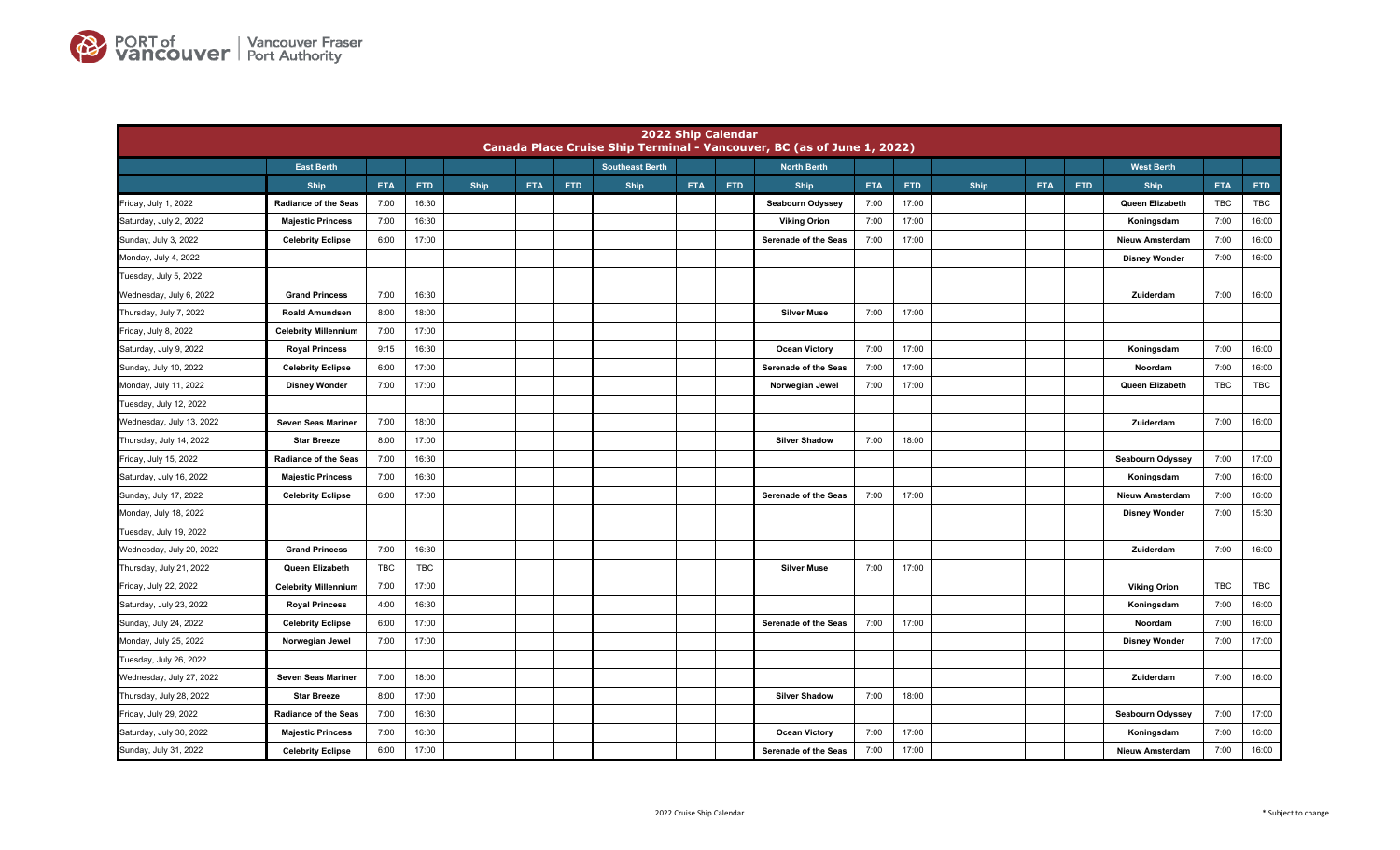# 2022 Ship Calendar

## Canada Place Cruise Ship Terminal - Vancouver, BC (as of June 1, 2022)

| | East Berth | | | | | | Southeast Berth | | | North Berth | | | | | | West Berth | | |
|---|---|---|---|---|---|---|---|---|---|---|---|---|---|---|---|---|---|---|
| | Ship | ETA | ETD | Ship | ETA | ETD | Ship | ETA | ETD | Ship | ETA | ETD | Ship | ETA | ETD | Ship | ETA | ETD |
| Friday, July 1, 2022 | Radiance of the Seas | 7:00 | 16:30 | | | | | | | Seabourn Odyssey | 7:00 | 17:00 | | | | Queen Elizabeth | TBC | TBC |
| Saturday, July 2, 2022 | Majestic Princess | 7:00 | 16:30 | | | | | | | Viking Orion | 7:00 | 17:00 | | | | Koningsdam | 7:00 | 16:00 |
| Sunday, July 3, 2022 | Celebrity Eclipse | 6:00 | 17:00 | | | | | | | Serenade of the Seas | 7:00 | 17:00 | | | | Nieuw Amsterdam | 7:00 | 16:00 |
| Monday, July 4, 2022 | | | | | | | | | | | | | | | | Disney Wonder | 7:00 | 16:00 |
| Tuesday, July 5, 2022 | | | | | | | | | | | | | | | | | | |
| Wednesday, July 6, 2022 | Grand Princess | 7:00 | 16:30 | | | | | | | | | | | | | Zuiderdam | 7:00 | 16:00 |
| Thursday, July 7, 2022 | Roald Amundsen | 8:00 | 18:00 | | | | | | | Silver Muse | 7:00 | 17:00 | | | | | | |
| Friday, July 8, 2022 | Celebrity Millennium | 7:00 | 17:00 | | | | | | | | | | | | | | | |
| Saturday, July 9, 2022 | Royal Princess | 9:15 | 16:30 | | | | | | | Ocean Victory | 7:00 | 17:00 | | | | Koningsdam | 7:00 | 16:00 |
| Sunday, July 10, 2022 | Celebrity Eclipse | 6:00 | 17:00 | | | | | | | Serenade of the Seas | 7:00 | 17:00 | | | | Noordam | 7:00 | 16:00 |
| Monday, July 11, 2022 | Disney Wonder | 7:00 | 17:00 | | | | | | | Norwegian Jewel | 7:00 | 17:00 | | | | Queen Elizabeth | TBC | TBC |
| Tuesday, July 12, 2022 | | | | | | | | | | | | | | | | | | |
| Wednesday, July 13, 2022 | Seven Seas Mariner | 7:00 | 18:00 | | | | | | | | | | | | | Zuiderdam | 7:00 | 16:00 |
| Thursday, July 14, 2022 | Star Breeze | 8:00 | 17:00 | | | | | | | Silver Shadow | 7:00 | 18:00 | | | | | | |
| Friday, July 15, 2022 | Radiance of the Seas | 7:00 | 16:30 | | | | | | | | | | | | | Seabourn Odyssey | 7:00 | 17:00 |
| Saturday, July 16, 2022 | Majestic Princess | 7:00 | 16:30 | | | | | | | | | | | | | Koningsdam | 7:00 | 16:00 |
| Sunday, July 17, 2022 | Celebrity Eclipse | 6:00 | 17:00 | | | | | | | Serenade of the Seas | 7:00 | 17:00 | | | | Nieuw Amsterdam | 7:00 | 16:00 |
| Monday, July 18, 2022 | | | | | | | | | | | | | | | | Disney Wonder | 7:00 | 15:30 |
| Tuesday, July 19, 2022 | | | | | | | | | | | | | | | | | | |
| Wednesday, July 20, 2022 | Grand Princess | 7:00 | 16:30 | | | | | | | | | | | | | Zuiderdam | 7:00 | 16:00 |
| Thursday, July 21, 2022 | Queen Elizabeth | TBC | TBC | | | | | | | Silver Muse | 7:00 | 17:00 | | | | | | |
| Friday, July 22, 2022 | Celebrity Millennium | 7:00 | 17:00 | | | | | | | | | | | | | Viking Orion | TBC | TBC |
| Saturday, July 23, 2022 | Royal Princess | 4:00 | 16:30 | | | | | | | | | | | | | Koningsdam | 7:00 | 16:00 |
| Sunday, July 24, 2022 | Celebrity Eclipse | 6:00 | 17:00 | | | | | | | Serenade of the Seas | 7:00 | 17:00 | | | | Noordam | 7:00 | 16:00 |
| Monday, July 25, 2022 | Norwegian Jewel | 7:00 | 17:00 | | | | | | | | | | | | | Disney Wonder | 7:00 | 17:00 |
| Tuesday, July 26, 2022 | | | | | | | | | | | | | | | | | | |
| Wednesday, July 27, 2022 | Seven Seas Mariner | 7:00 | 18:00 | | | | | | | | | | | | | Zuiderdam | 7:00 | 16:00 |
| Thursday, July 28, 2022 | Star Breeze | 8:00 | 17:00 | | | | | | | Silver Shadow | 7:00 | 18:00 | | | | | | |
| Friday, July 29, 2022 | Radiance of the Seas | 7:00 | 16:30 | | | | | | | | | | | | | Seabourn Odyssey | 7:00 | 17:00 |
| Saturday, July 30, 2022 | Majestic Princess | 7:00 | 16:30 | | | | | | | Ocean Victory | 7:00 | 17:00 | | | | Koningsdam | 7:00 | 16:00 |
| Sunday, July 31, 2022 | Celebrity Eclipse | 6:00 | 17:00 | | | | | | | Serenade of the Seas | 7:00 | 17:00 | | | | Nieuw Amsterdam | 7:00 | 16:00 |

\* Subject to change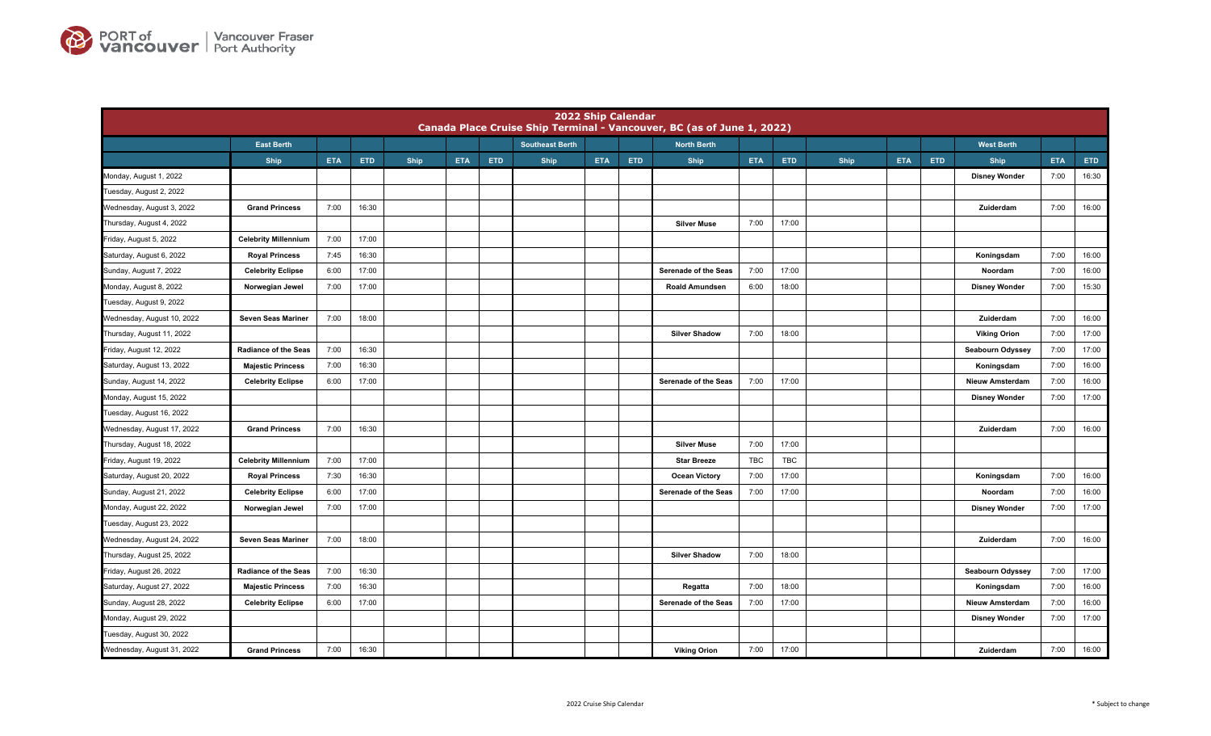# 2022 Ship Calendar
## Canada Place Cruise Ship Terminal - Vancouver, BC (as of June 1, 2022)

| | East Berth | | | | | | Southeast Berth | | | North Berth | | | | | | West Berth | | |
|---|---|---|---|---|---|---|---|---|---|---|---|---|---|---|---|---|---|---|
| | Ship | ETA | ETD | Ship | ETA | ETD | Ship | ETA | ETD | Ship | ETA | ETD | Ship | ETA | ETD | Ship | ETA | ETD |
| Monday, August 1, 2022 | | | | | | | | | | | | | | | | Disney Wonder | 7:00 | 16:30 |
| Tuesday, August 2, 2022 | | | | | | | | | | | | | | | | | | |
| Wednesday, August 3, 2022 | Grand Princess | 7:00 | 16:30 | | | | | | | | | | | | | Zuiderdam | 7:00 | 16:00 |
| Thursday, August 4, 2022 | | | | | | | | | | Silver Muse | 7:00 | 17:00 | | | | | | |
| Friday, August 5, 2022 | Celebrity Millennium | 7:00 | 17:00 | | | | | | | | | | | | | | | |
| Saturday, August 6, 2022 | Royal Princess | 7:45 | 16:30 | | | | | | | | | | | | | Koningsdam | 7:00 | 16:00 |
| Sunday, August 7, 2022 | Celebrity Eclipse | 6:00 | 17:00 | | | | | | | Serenade of the Seas | 7:00 | 17:00 | | | | Noordam | 7:00 | 16:00 |
| Monday, August 8, 2022 | Norwegian Jewel | 7:00 | 17:00 | | | | | | | Roald Amundsen | 6:00 | 18:00 | | | | Disney Wonder | 7:00 | 15:30 |
| Tuesday, August 9, 2022 | | | | | | | | | | | | | | | | | | |
| Wednesday, August 10, 2022 | Seven Seas Mariner | 7:00 | 18:00 | | | | | | | | | | | | | Zuiderdam | 7:00 | 16:00 |
| Thursday, August 11, 2022 | | | | | | | | | | Silver Shadow | 7:00 | 18:00 | | | | Viking Orion | 7:00 | 17:00 |
| Friday, August 12, 2022 | Radiance of the Seas | 7:00 | 16:30 | | | | | | | | | | | | | Seabourn Odyssey | 7:00 | 17:00 |
| Saturday, August 13, 2022 | Majestic Princess | 7:00 | 16:30 | | | | | | | | | | | | | Koningsdam | 7:00 | 16:00 |
| Sunday, August 14, 2022 | Celebrity Eclipse | 6:00 | 17:00 | | | | | | | Serenade of the Seas | 7:00 | 17:00 | | | | Nieuw Amsterdam | 7:00 | 16:00 |
| Monday, August 15, 2022 | | | | | | | | | | | | | | | | Disney Wonder | 7:00 | 17:00 |
| Tuesday, August 16, 2022 | | | | | | | | | | | | | | | | | | |
| Wednesday, August 17, 2022 | Grand Princess | 7:00 | 16:30 | | | | | | | | | | | | | Zuiderdam | 7:00 | 16:00 |
| Thursday, August 18, 2022 | | | | | | | | | | Silver Muse | 7:00 | 17:00 | | | | | | |
| Friday, August 19, 2022 | Celebrity Millennium | 7:00 | 17:00 | | | | | | | Star Breeze | TBC | TBC | | | | | | |
| Saturday, August 20, 2022 | Royal Princess | 7:30 | 16:30 | | | | | | | Ocean Victory | 7:00 | 17:00 | | | | Koningsdam | 7:00 | 16:00 |
| Sunday, August 21, 2022 | Celebrity Eclipse | 6:00 | 17:00 | | | | | | | Serenade of the Seas | 7:00 | 17:00 | | | | Noordam | 7:00 | 16:00 |
| Monday, August 22, 2022 | Norwegian Jewel | 7:00 | 17:00 | | | | | | | | | | | | | Disney Wonder | 7:00 | 17:00 |
| Tuesday, August 23, 2022 | | | | | | | | | | | | | | | | | | |
| Wednesday, August 24, 2022 | Seven Seas Mariner | 7:00 | 18:00 | | | | | | | | | | | | | Zuiderdam | 7:00 | 16:00 |
| Thursday, August 25, 2022 | | | | | | | | | | Silver Shadow | 7:00 | 18:00 | | | | | | |
| Friday, August 26, 2022 | Radiance of the Seas | 7:00 | 16:30 | | | | | | | | | | | | | Seabourn Odyssey | 7:00 | 17:00 |
| Saturday, August 27, 2022 | Majestic Princess | 7:00 | 16:30 | | | | | | | Regatta | 7:00 | 18:00 | | | | Koningsdam | 7:00 | 16:00 |
| Sunday, August 28, 2022 | Celebrity Eclipse | 6:00 | 17:00 | | | | | | | Serenade of the Seas | 7:00 | 17:00 | | | | Nieuw Amsterdam | 7:00 | 16:00 |
| Monday, August 29, 2022 | | | | | | | | | | | | | | | | Disney Wonder | 7:00 | 17:00 |
| Tuesday, August 30, 2022 | | | | | | | | | | | | | | | | | | |
| Wednesday, August 31, 2022 | Grand Princess | 7:00 | 16:30 | | | | | | | Viking Orion | 7:00 | 17:00 | | | | Zuiderdam | 7:00 | 16:00 |

2022 Cruise Ship Calendar

* Subject to change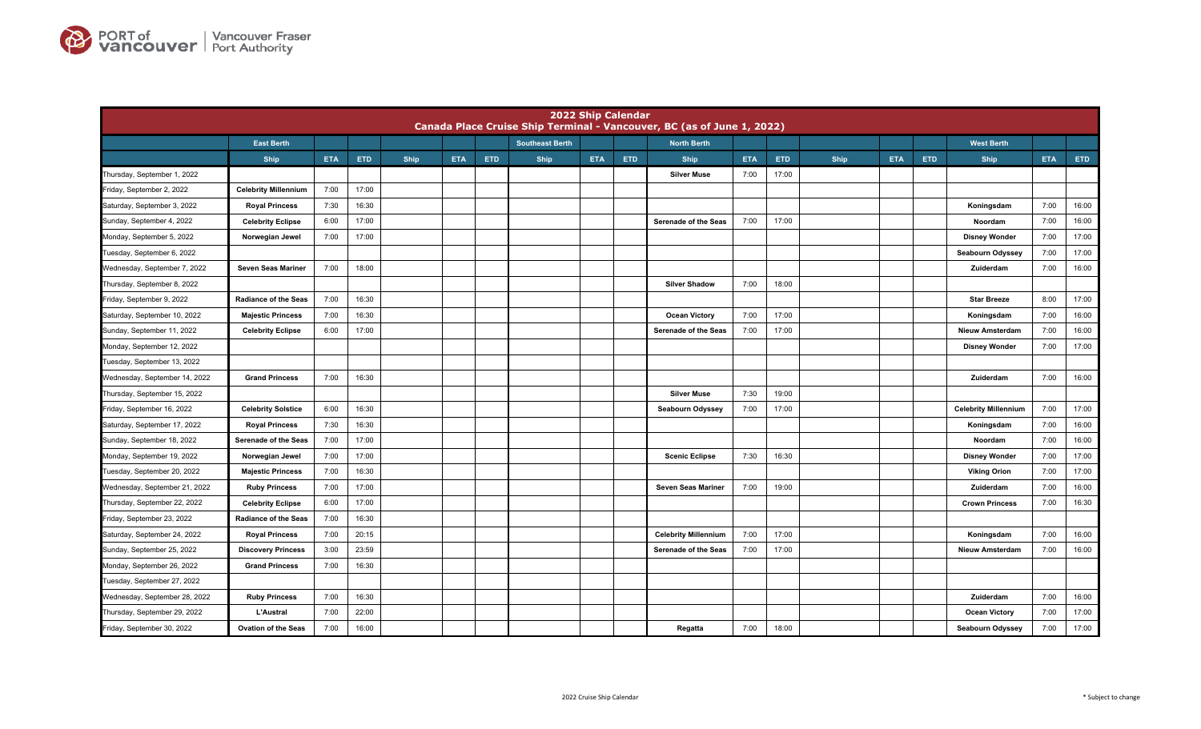## 2022 Ship Calendar
### Canada Place Cruise Ship Terminal - Vancouver, BC (as of June 1, 2022)

| | East Berth | | | | | | Southeast Berth | | | North Berth | | | | | | West Berth | | |
|---|---|---|---|---|---|---|---|---|---|---|---|---|---|---|---|---|---|---|
| | Ship | ETA | ETD | Ship | ETA | ETD | Ship | ETA | ETD | Ship | ETA | ETD | Ship | ETA | ETD | Ship | ETA | ETD |
| Thursday, September 1, 2022 | | | | | | | | | | Silver Muse | 7:00 | 17:00 | | | | | | |
| Friday, September 2, 2022 | Celebrity Millennium | 7:00 | 17:00 | | | | | | | | | | | | | | | |
| Saturday, September 3, 2022 | Royal Princess | 7:30 | 16:30 | | | | | | | | | | | | | Koningsdam | 7:00 | 16:00 |
| Sunday, September 4, 2022 | Celebrity Eclipse | 6:00 | 17:00 | | | | | | | Serenade of the Seas | 7:00 | 17:00 | | | | Noordam | 7:00 | 16:00 |
| Monday, September 5, 2022 | Norwegian Jewel | 7:00 | 17:00 | | | | | | | | | | | | | Disney Wonder | 7:00 | 17:00 |
| Tuesday, September 6, 2022 | | | | | | | | | | | | | | | | Seabourn Odyssey | 7:00 | 17:00 |
| Wednesday, September 7, 2022 | Seven Seas Mariner | 7:00 | 18:00 | | | | | | | | | | | | | Zuiderdam | 7:00 | 16:00 |
| Thursday, September 8, 2022 | | | | | | | | | | Silver Shadow | 7:00 | 18:00 | | | | | | |
| Friday, September 9, 2022 | Radiance of the Seas | 7:00 | 16:30 | | | | | | | | | | | | | Star Breeze | 8:00 | 17:00 |
| Saturday, September 10, 2022 | Majestic Princess | 7:00 | 16:30 | | | | | | | Ocean Victory | 7:00 | 17:00 | | | | Koningsdam | 7:00 | 16:00 |
| Sunday, September 11, 2022 | Celebrity Eclipse | 6:00 | 17:00 | | | | | | | Serenade of the Seas | 7:00 | 17:00 | | | | Nieuw Amsterdam | 7:00 | 16:00 |
| Monday, September 12, 2022 | | | | | | | | | | | | | | | | Disney Wonder | 7:00 | 17:00 |
| Tuesday, September 13, 2022 | | | | | | | | | | | | | | | | | | |
| Wednesday, September 14, 2022 | Grand Princess | 7:00 | 16:30 | | | | | | | | | | | | | Zuiderdam | 7:00 | 16:00 |
| Thursday, September 15, 2022 | | | | | | | | | | Silver Muse | 7:30 | 19:00 | | | | | | |
| Friday, September 16, 2022 | Celebrity Solstice | 6:00 | 16:30 | | | | | | | Seabourn Odyssey | 7:00 | 17:00 | | | | Celebrity Millennium | 7:00 | 17:00 |
| Saturday, September 17, 2022 | Royal Princess | 7:30 | 16:30 | | | | | | | | | | | | | Koningsdam | 7:00 | 16:00 |
| Sunday, September 18, 2022 | Serenade of the Seas | 7:00 | 17:00 | | | | | | | | | | | | | Noordam | 7:00 | 16:00 |
| Monday, September 19, 2022 | Norwegian Jewel | 7:00 | 17:00 | | | | | | | Scenic Eclipse | 7:30 | 16:30 | | | | Disney Wonder | 7:00 | 17:00 |
| Tuesday, September 20, 2022 | Majestic Princess | 7:00 | 16:30 | | | | | | | | | | | | | Viking Orion | 7:00 | 17:00 |
| Wednesday, September 21, 2022 | Ruby Princess | 7:00 | 17:00 | | | | | | | Seven Seas Mariner | 7:00 | 19:00 | | | | Zuiderdam | 7:00 | 16:00 |
| Thursday, September 22, 2022 | Celebrity Eclipse | 6:00 | 17:00 | | | | | | | | | | | | | Crown Princess | 7:00 | 16:30 |
| Friday, September 23, 2022 | Radiance of the Seas | 7:00 | 16:30 | | | | | | | | | | | | | | | |
| Saturday, September 24, 2022 | Royal Princess | 7:00 | 20:15 | | | | | | | Celebrity Millennium | 7:00 | 17:00 | | | | Koningsdam | 7:00 | 16:00 |
| Sunday, September 25, 2022 | Discovery Princess | 3:00 | 23:59 | | | | | | | Serenade of the Seas | 7:00 | 17:00 | | | | Nieuw Amsterdam | 7:00 | 16:00 |
| Monday, September 26, 2022 | Grand Princess | 7:00 | 16:30 | | | | | | | | | | | | | | | |
| Tuesday, September 27, 2022 | | | | | | | | | | | | | | | | | | |
| Wednesday, September 28, 2022 | Ruby Princess | 7:00 | 16:30 | | | | | | | | | | | | | Zuiderdam | 7:00 | 16:00 |
| Thursday, September 29, 2022 | L'Austral | 7:00 | 22:00 | | | | | | | | | | | | | Ocean Victory | 7:00 | 17:00 |
| Friday, September 30, 2022 | Ovation of the Seas | 7:00 | 16:00 | | | | | | | Regatta | 7:00 | 18:00 | | | | Seabourn Odyssey | 7:00 | 17:00 |

\* Subject to change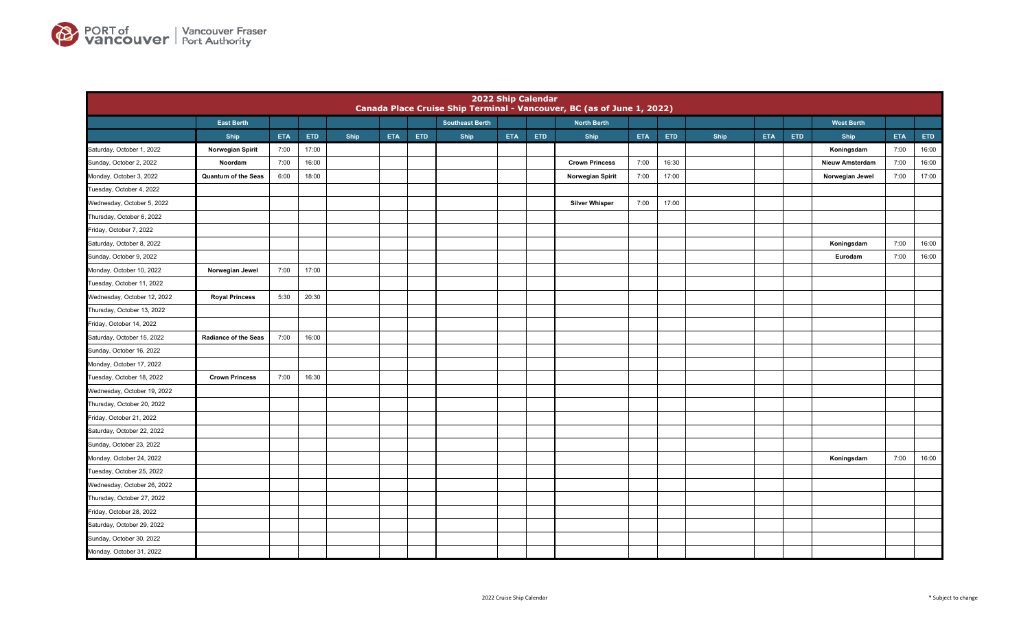PORT of vancouver | Vancouver Fraser Port Authority

| 2022 Ship Calendar Canada Place Cruise Ship Terminal - Vancouver, BC (as of June 1, 2022) | | | | | | | | | | | | | | | | | | | |
|---|---|---|---|---|---|---|---|---|---|---|---|---|---|---|---|---|---|---|---|
| | East Berth | | | | | | Southeast Berth | | | North Berth | | | | | | | West Berth | | |
| | Ship | ETA | ETD | Ship | ETA | ETD | Ship | ETA | ETD | Ship | ETA | ETD | Ship | ETA | ETD | Ship | ETA | ETD |
| Saturday, October 1, 2022 | Norwegian Spirit | 7:00 | 17:00 | | | | | | | | | | | | | Koningsdam | 7:00 | 16:00 |
| Sunday, October 2, 2022 | Noordam | 7:00 | 16:00 | | | | | | | Crown Princess | 7:00 | 16:30 | | | | Nieuw Amsterdam | 7:00 | 16:00 |
| Monday, October 3, 2022 | Quantum of the Seas | 6:00 | 18:00 | | | | | | | Norwegian Spirit | 7:00 | 17:00 | | | | Norwegian Jewel | 7:00 | 17:00 |
| Tuesday, October 4, 2022 | | | | | | | | | | | | | | | | | | |
| Wednesday, October 5, 2022 | | | | | | | | | | Silver Whisper | 7:00 | 17:00 | | | | | | |
| Thursday, October 6, 2022 | | | | | | | | | | | | | | | | | | |
| Friday, October 7, 2022 | | | | | | | | | | | | | | | | | | |
| Saturday, October 8, 2022 | | | | | | | | | | | | | | | | Koningsdam | 7:00 | 16:00 |
| Sunday, October 9, 2022 | | | | | | | | | | | | | | | | Eurodam | 7:00 | 16:00 |
| Monday, October 10, 2022 | Norwegian Jewel | 7:00 | 17:00 | | | | | | | | | | | | | | | |
| Tuesday, October 11, 2022 | | | | | | | | | | | | | | | | | | |
| Wednesday, October 12, 2022 | Royal Princess | 5:30 | 20:30 | | | | | | | | | | | | | | | |
| Thursday, October 13, 2022 | | | | | | | | | | | | | | | | | | |
| Friday, October 14, 2022 | | | | | | | | | | | | | | | | | | |
| Saturday, October 15, 2022 | Radiance of the Seas | 7:00 | 16:00 | | | | | | | | | | | | | | | |
| Sunday, October 16, 2022 | | | | | | | | | | | | | | | | | | |
| Monday, October 17, 2022 | | | | | | | | | | | | | | | | | | |
| Tuesday, October 18, 2022 | Crown Princess | 7:00 | 16:30 | | | | | | | | | | | | | | | |
| Wednesday, October 19, 2022 | | | | | | | | | | | | | | | | | | |
| Thursday, October 20, 2022 | | | | | | | | | | | | | | | | | | |
| Friday, October 21, 2022 | | | | | | | | | | | | | | | | | | |
| Saturday, October 22, 2022 | | | | | | | | | | | | | | | | | | |
| Sunday, October 23, 2022 | | | | | | | | | | | | | | | | | | |
| Monday, October 24, 2022 | | | | | | | | | | | | | | | | Koningsdam | 7:00 | 16:00 |
| Tuesday, October 25, 2022 | | | | | | | | | | | | | | | | | | |
| Wednesday, October 26, 2022 | | | | | | | | | | | | | | | | | | |
| Thursday, October 27, 2022 | | | | | | | | | | | | | | | | | | |
| Friday, October 28, 2022 | | | | | | | | | | | | | | | | | | |
| Saturday, October 29, 2022 | | | | | | | | | | | | | | | | | | |
| Sunday, October 30, 2022 | | | | | | | | | | | | | | | | | | |
| Monday, October 31, 2022 | | | | | | | | | | | | | | | | | | |

2022 Cruise Ship Calendar

\* Subject to change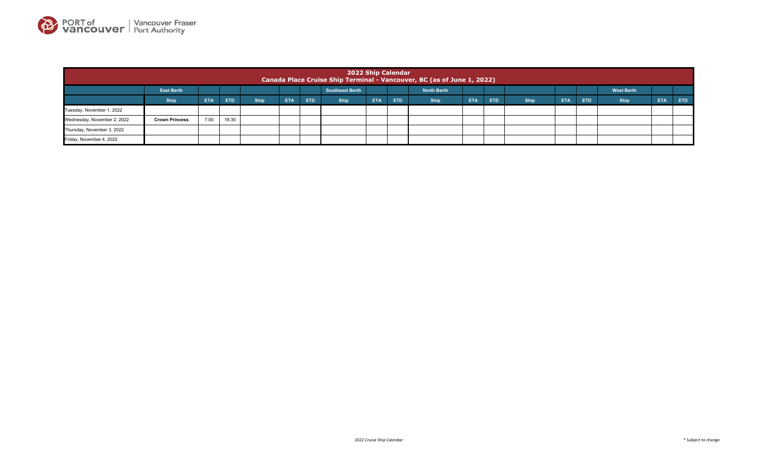| 2022 Ship Calendar<br>Canada Place Cruise Ship Terminal - Vancouver, BC (as of June 1, 2022) | | | | | | | | | | | | | | | | | | | |
|---|---|---|---|---|---|---|---|---|---|---|---|---|---|---|---|---|---|---|---|
| | East Berth | | | | | | Southeast Berth | | | North Berth | | | | | | West Berth | | |
| | Ship | ETA | ETD | Ship | ETA | ETD | Ship | ETA | ETD | Ship | ETA | ETD | Ship | ETA | ETD | Ship | ETA | ETD |
| Tuesday, November 1, 2022 | | | | | | | | | | | | | | | | | | |
| Wednesday, November 2, 2022 | **Crown Princess** | 7:00 | 16:30 | | | | | | | | | | | | | | | |
| Thursday, November 3, 2022 | | | | | | | | | | | | | | | | | | |
| Friday, November 4, 2022 | | | | | | | | | | | | | | | | | | |

2022 Cruise Ship Calendar

* Subject to change